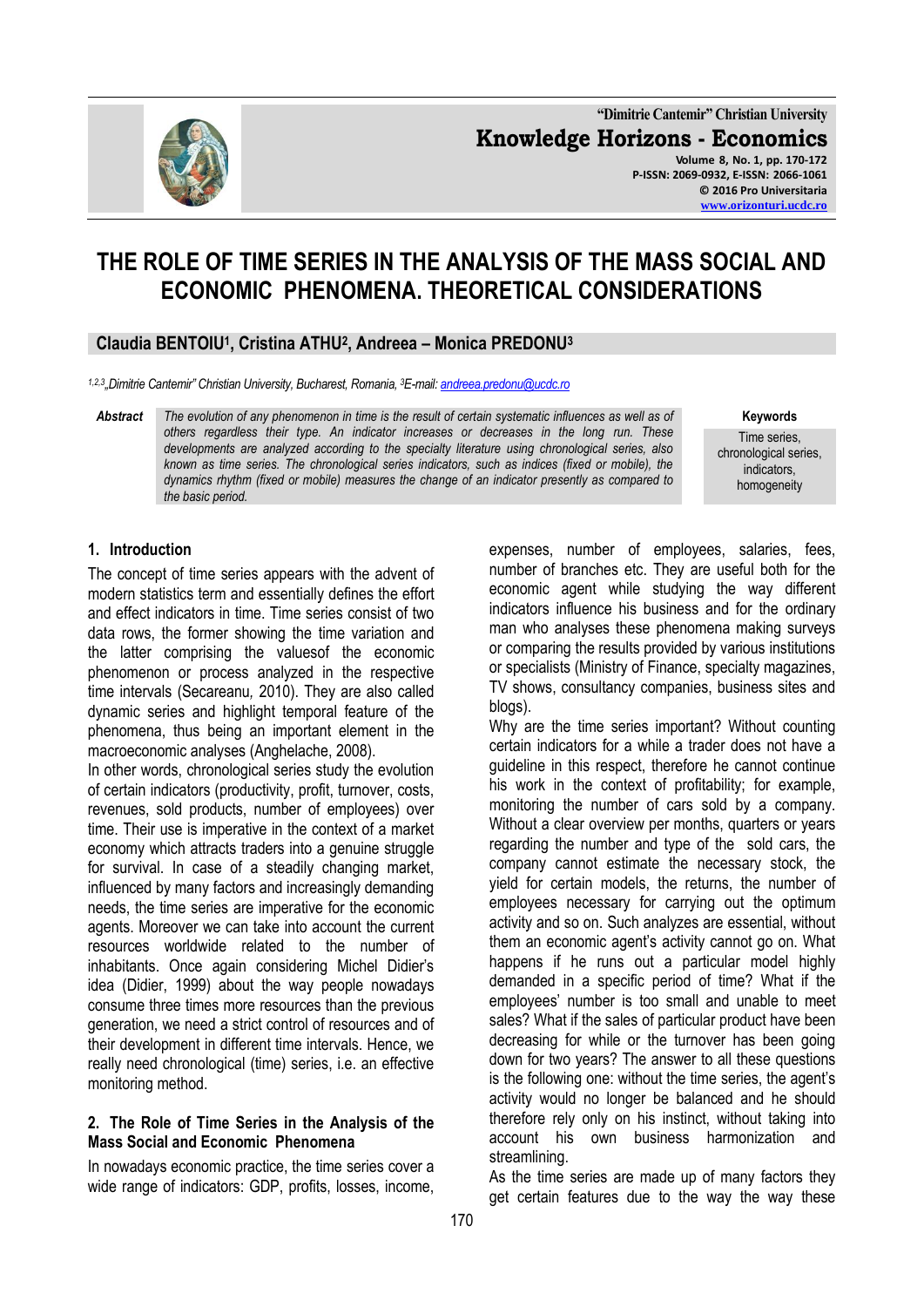# THE ROLE OF TIME SERIES IN THE ANALYSIS OF THE MASS SOCIAL AND ECONOMIC PHENOMENA. THEORETICAL CONSIDERATIONS

**Claudia BENTOIU[1], Cristina ATHU[2], Andreea – Monica PREDONU[3]**

*[1,2,3]„Dimitrie Cantemir" Christian University, Bucharest, Romania, [3]E-mail: andreea.predonu@ucdc.ro*

***Abstract*** *The evolution of any phenomenon in time is the result of certain systematic influences as well as of others regardless their type. An indicator increases or decreases in the long run. These developments are analyzed according to the specialty literature using chronological series, also known as time series. The chronological series indicators, such as indices (fixed or mobile), the dynamics rhythm (fixed or mobile) measures the change of an indicator presently as compared to the basic period.*

**Keywords**
Time series, chronological series, indicators, homogeneity

## 1. Introduction

The concept of time series appears with the advent of modern statistics term and essentially defines the effort and effect indicators in time. Time series consist of two data rows, the former showing the time variation and the latter comprising the valuesof the economic phenomenon or process analyzed in the respective time intervals (Secareanu, 2010). They are also called dynamic series and highlight temporal feature of the phenomena, thus being an important element in the macroeconomic analyses (Anghelache, 2008).

In other words, chronological series study the evolution of certain indicators (productivity, profit, turnover, costs, revenues, sold products, number of employees) over time. Their use is imperative in the context of a market economy which attracts traders into a genuine struggle for survival. In case of a steadily changing market, influenced by many factors and increasingly demanding needs, the time series are imperative for the economic agents. Moreover we can take into account the current resources worldwide related to the number of inhabitants. Once again considering Michel Didier's idea (Didier, 1999) about the way people nowadays consume three times more resources than the previous generation, we need a strict control of resources and of their development in different time intervals. Hence, we really need chronological (time) series, i.e. an effective monitoring method.

## 2. The Role of Time Series in the Analysis of the Mass Social and Economic Phenomena

In nowadays economic practice, the time series cover a wide range of indicators: GDP, profits, losses, income, expenses, number of employees, salaries, fees, number of branches etc. They are useful both for the economic agent while studying the way different indicators influence his business and for the ordinary man who analyses these phenomena making surveys or comparing the results provided by various institutions or specialists (Ministry of Finance, specialty magazines, TV shows, consultancy companies, business sites and blogs).

Why are the time series important? Without counting certain indicators for a while a trader does not have a guideline in this respect, therefore he cannot continue his work in the context of profitability; for example, monitoring the number of cars sold by a company. Without a clear overview per months, quarters or years regarding the number and type of the sold cars, the company cannot estimate the necessary stock, the yield for certain models, the returns, the number of employees necessary for carrying out the optimum activity and so on. Such analyzes are essential, without them an economic agent's activity cannot go on. What happens if he runs out a particular model highly demanded in a specific period of time? What if the employees' number is too small and unable to meet sales? What if the sales of particular product have been decreasing for while or the turnover has been going down for two years? The answer to all these questions is the following one: without the time series, the agent's activity would no longer be balanced and he should therefore rely only on his instinct, without taking into account his own business harmonization and streamlining.

As the time series are made up of many factors they get certain features due to the way the way these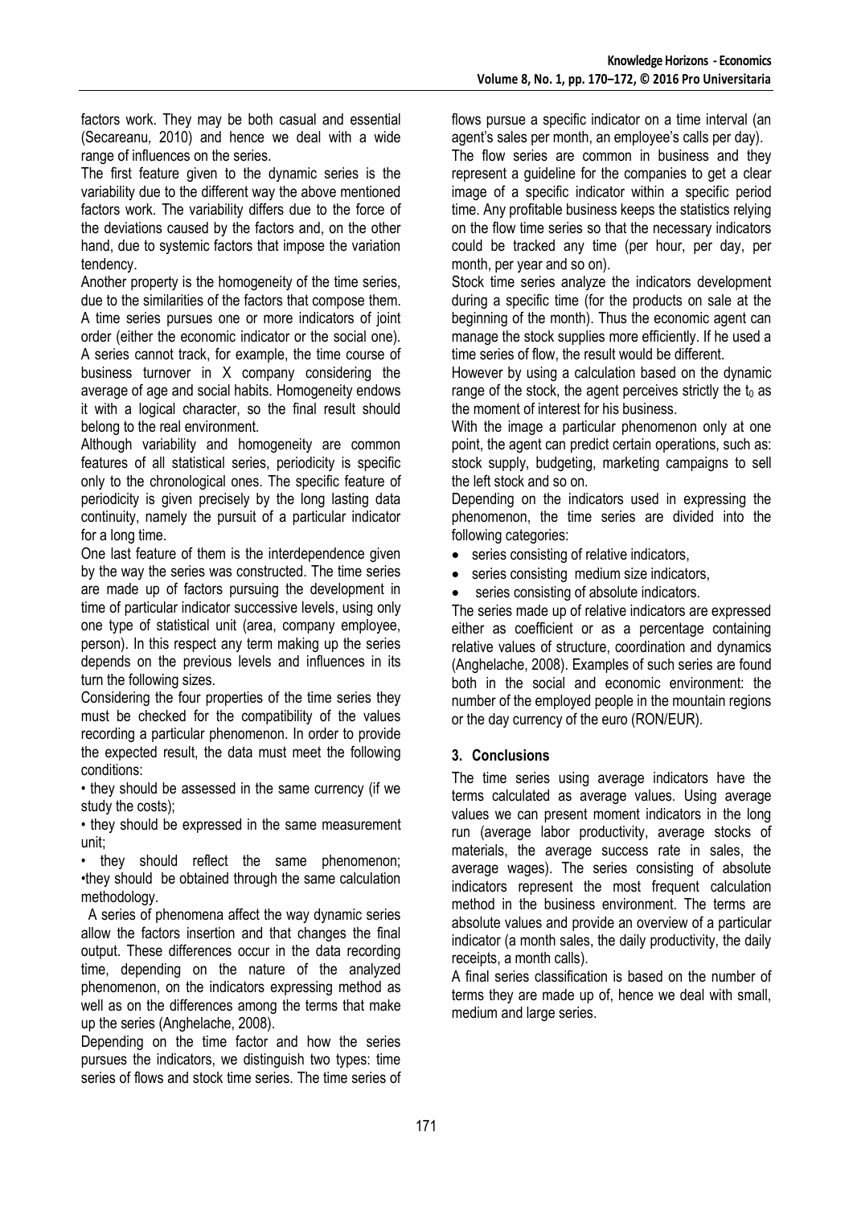factors work. They may be both casual and essential (Secareanu, 2010) and hence we deal with a wide range of influences on the series.

The first feature given to the dynamic series is the variability due to the different way the above mentioned factors work. The variability differs due to the force of the deviations caused by the factors and, on the other hand, due to systemic factors that impose the variation tendency.

Another property is the homogeneity of the time series, due to the similarities of the factors that compose them. A time series pursues one or more indicators of joint order (either the economic indicator or the social one). A series cannot track, for example, the time course of business turnover in X company considering the average of age and social habits. Homogeneity endows it with a logical character, so the final result should belong to the real environment.

Although variability and homogeneity are common features of all statistical series, periodicity is specific only to the chronological ones. The specific feature of periodicity is given precisely by the long lasting data continuity, namely the pursuit of a particular indicator for a long time.

One last feature of them is the interdependence given by the way the series was constructed. The time series are made up of factors pursuing the development in time of particular indicator successive levels, using only one type of statistical unit (area, company employee, person). In this respect any term making up the series depends on the previous levels and influences in its turn the following sizes.

Considering the four properties of the time series they must be checked for the compatibility of the values recording a particular phenomenon. In order to provide the expected result, the data must meet the following conditions:

• they should be assessed in the same currency (if we study the costs);

• they should be expressed in the same measurement unit;

• they should reflect the same phenomenon;
•they should be obtained through the same calculation methodology.

A series of phenomena affect the way dynamic series allow the factors insertion and that changes the final output. These differences occur in the data recording time, depending on the nature of the analyzed phenomenon, on the indicators expressing method as well as on the differences among the terms that make up the series (Anghelache, 2008).

Depending on the time factor and how the series pursues the indicators, we distinguish two types: time series of flows and stock time series. The time series of flows pursue a specific indicator on a time interval (an agent's sales per month, an employee's calls per day).

The flow series are common in business and they represent a guideline for the companies to get a clear image of a specific indicator within a specific period time. Any profitable business keeps the statistics relying on the flow time series so that the necessary indicators could be tracked any time (per hour, per day, per month, per year and so on).

Stock time series analyze the indicators development during a specific time (for the products on sale at the beginning of the month). Thus the economic agent can manage the stock supplies more efficiently. If he used a time series of flow, the result would be different.

However by using a calculation based on the dynamic range of the stock, the agent perceives strictly the $t_0$ as the moment of interest for his business.

With the image a particular phenomenon only at one point, the agent can predict certain operations, such as: stock supply, budgeting, marketing campaigns to sell the left stock and so on.

Depending on the indicators used in expressing the phenomenon, the time series are divided into the following categories:

- series consisting of relative indicators,
- series consisting medium size indicators,
- series consisting of absolute indicators.

The series made up of relative indicators are expressed either as coefficient or as a percentage containing relative values of structure, coordination and dynamics (Anghelache, 2008). Examples of such series are found both in the social and economic environment: the number of the employed people in the mountain regions or the day currency of the euro (RON/EUR).

## 3. Conclusions

The time series using average indicators have the terms calculated as average values. Using average values we can present moment indicators in the long run (average labor productivity, average stocks of materials, the average success rate in sales, the average wages). The series consisting of absolute indicators represent the most frequent calculation method in the business environment. The terms are absolute values and provide an overview of a particular indicator (a month sales, the daily productivity, the daily receipts, a month calls).

A final series classification is based on the number of terms they are made up of, hence we deal with small, medium and large series.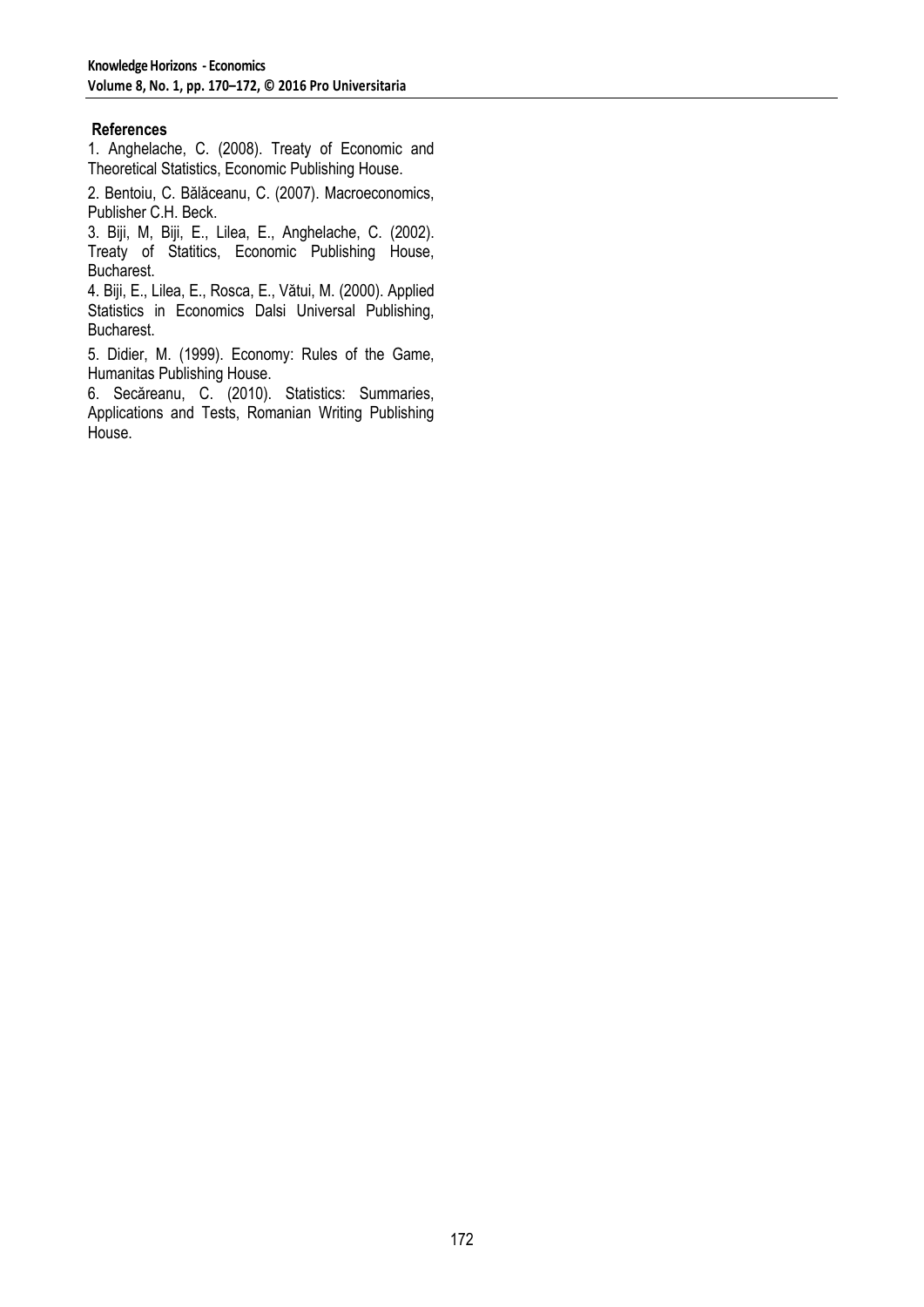## References

1. Anghelache, C. (2008). Treaty of Economic and Theoretical Statistics, Economic Publishing House.
2. Bentoiu, C. Bălăceanu, C. (2007). Macroeconomics, Publisher C.H. Beck.
3. Biji, M, Biji, E., Lilea, E., Anghelache, C. (2002). Treaty of Statitics, Economic Publishing House, Bucharest.
4. Biji, E., Lilea, E., Rosca, E., Vătui, M. (2000). Applied Statistics in Economics Dalsi Universal Publishing, Bucharest.
5. Didier, M. (1999). Economy: Rules of the Game, Humanitas Publishing House.
6. Secăreanu, C. (2010). Statistics: Summaries, Applications and Tests, Romanian Writing Publishing House.